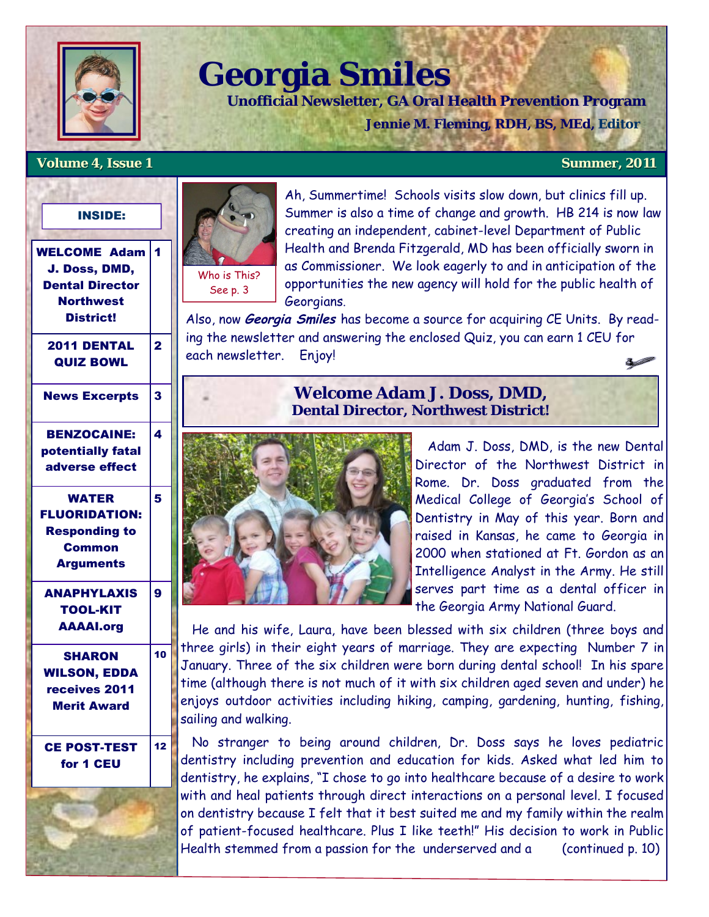# Georgia Smiles

**Unofficial Newsletter, GA Oral Health Prevention Program**

**Jennie M. Fleming, RDH, BS, MEd, Editor**

**Volume 4, Issue 1** — **Summer, 2011**

**INSIDE:**

| | |
|---|---|
| WELCOME Adam J. Doss, DMD, Dental Director Northwest District! | 1 |
| 2011 DENTAL QUIZ BOWL | 2 |
| News Excerpts | 3 |
| BENZOCAINE: potentially fatal adverse effect | 4 |
| WATER FLUORIDATION: Responding to Common Arguments | 5 |
| ANAPHYLAXIS TOOL-KIT AAAAI.org | 9 |
| SHARON WILSON, EDDA receives 2011 Merit Award | 10 |
| CE POST-TEST for 1 CEU | 12 |

Who is This? See p. 3

Ah, Summertime! Schools visits slow down, but clinics fill up. Summer is also a time of change and growth. HB 214 is now law creating an independent, cabinet-level Department of Public Health and Brenda Fitzgerald, MD has been officially sworn in as Commissioner. We look eagerly to and in anticipation of the opportunities the new agency will hold for the public health of Georgians.

Also, now ***Georgia Smiles*** has become a source for acquiring CE Units. By reading the newsletter and answering the enclosed Quiz, you can earn 1 CEU for each newsletter. Enjoy!

## Welcome Adam J. Doss, DMD, Dental Director, Northwest District!

Adam J. Doss, DMD, is the new Dental Director of the Northwest District in Rome. Dr. Doss graduated from the Medical College of Georgia's School of Dentistry in May of this year. Born and raised in Kansas, he came to Georgia in 2000 when stationed at Ft. Gordon as an Intelligence Analyst in the Army. He still serves part time as a dental officer in the Georgia Army National Guard.

He and his wife, Laura, have been blessed with six children (three boys and three girls) in their eight years of marriage. They are expecting Number 7 in January. Three of the six children were born during dental school! In his spare time (although there is not much of it with six children aged seven and under) he enjoys outdoor activities including hiking, camping, gardening, hunting, fishing, sailing and walking.

No stranger to being around children, Dr. Doss says he loves pediatric dentistry including prevention and education for kids. Asked what led him to dentistry, he explains, "I chose to go into healthcare because of a desire to work with and heal patients through direct interactions on a personal level. I focused on dentistry because I felt that it best suited me and my family within the realm of patient-focused healthcare. Plus I like teeth!" His decision to work in Public Health stemmed from a passion for the underserved and a (continued p. 10)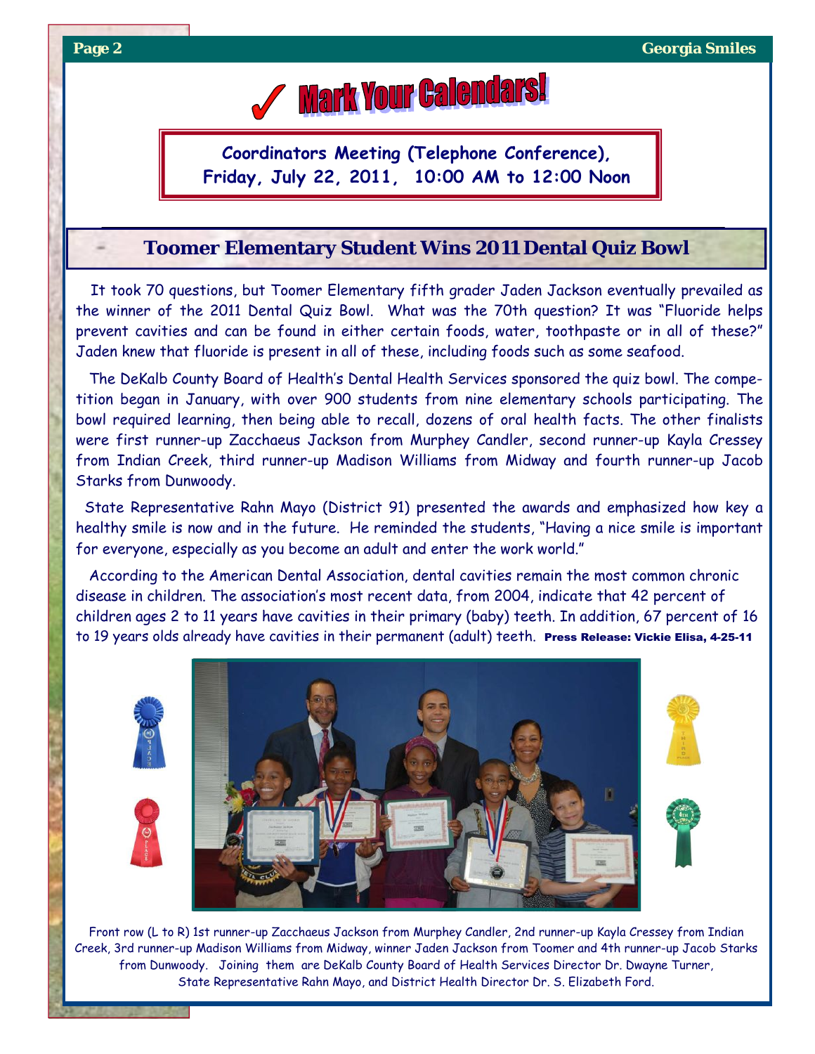# Mark Your Calendars!

**Coordinators Meeting (Telephone Conference), Friday, July 22, 2011, 10:00 AM to 12:00 Noon**

## Toomer Elementary Student Wins 2011 Dental Quiz Bowl

It took 70 questions, but Toomer Elementary fifth grader Jaden Jackson eventually prevailed as the winner of the 2011 Dental Quiz Bowl. What was the 70th question? It was "Fluoride helps prevent cavities and can be found in either certain foods, water, toothpaste or in all of these?" Jaden knew that fluoride is present in all of these, including foods such as some seafood.

The DeKalb County Board of Health's Dental Health Services sponsored the quiz bowl. The competition began in January, with over 900 students from nine elementary schools participating. The bowl required learning, then being able to recall, dozens of oral health facts. The other finalists were first runner-up Zacchaeus Jackson from Murphey Candler, second runner-up Kayla Cressey from Indian Creek, third runner-up Madison Williams from Midway and fourth runner-up Jacob Starks from Dunwoody.

State Representative Rahn Mayo (District 91) presented the awards and emphasized how key a healthy smile is now and in the future. He reminded the students, "Having a nice smile is important for everyone, especially as you become an adult and enter the work world."

According to the American Dental Association, dental cavities remain the most common chronic disease in children. The association's most recent data, from 2004, indicate that 42 percent of children ages 2 to 11 years have cavities in their primary (baby) teeth. In addition, 67 percent of 16 to 19 years olds already have cavities in their permanent (adult) teeth. **Press Release: Vickie Elisa, 4-25-11**

Front row (L to R) 1st runner-up Zacchaeus Jackson from Murphey Candler, 2nd runner-up Kayla Cressey from Indian Creek, 3rd runner-up Madison Williams from Midway, winner Jaden Jackson from Toomer and 4th runner-up Jacob Starks from Dunwoody. Joining them are DeKalb County Board of Health Services Director Dr. Dwayne Turner, State Representative Rahn Mayo, and District Health Director Dr. S. Elizabeth Ford.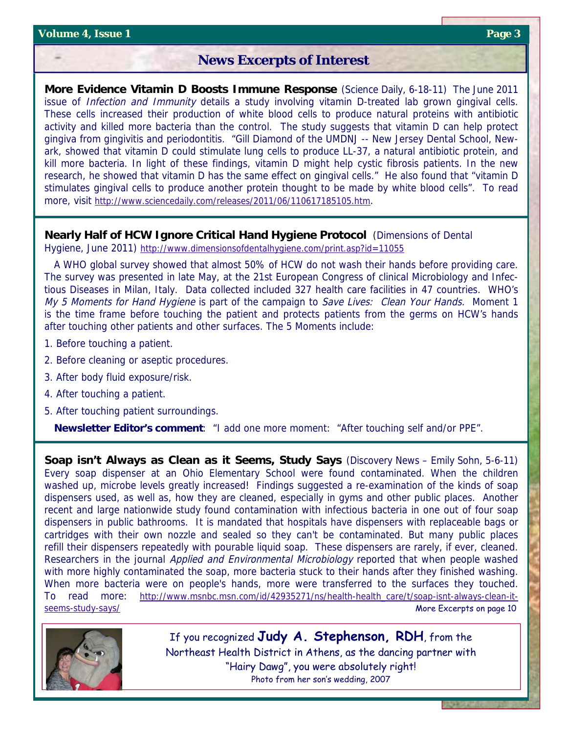## News Excerpts of Interest

**More Evidence Vitamin D Boosts Immune Response** (Science Daily, 6-18-11) The June 2011 issue of *Infection and Immunity* details a study involving vitamin D-treated lab grown gingival cells. These cells increased their production of white blood cells to produce natural proteins with antibiotic activity and killed more bacteria than the control. The study suggests that vitamin D can help protect gingiva from gingivitis and periodontitis. "Gill Diamond of the UMDNJ -- New Jersey Dental School, Newark, showed that vitamin D could stimulate lung cells to produce LL-37, a natural antibiotic protein, and kill more bacteria. In light of these findings, vitamin D might help cystic fibrosis patients. In the new research, he showed that vitamin D has the same effect on gingival cells." He also found that "vitamin D stimulates gingival cells to produce another protein thought to be made by white blood cells". To read more, visit http://www.sciencedaily.com/releases/2011/06/110617185105.htm.

**Nearly Half of HCW Ignore Critical Hand Hygiene Protocol** (Dimensions of Dental Hygiene, June 2011) http://www.dimensionsofdentalhygiene.com/print.asp?id=11055

A WHO global survey showed that almost 50% of HCW do not wash their hands before providing care. The survey was presented in late May, at the 21st European Congress of clinical Microbiology and Infectious Diseases in Milan, Italy. Data collected included 327 health care facilities in 47 countries. WHO's *My 5 Moments for Hand Hygiene* is part of the campaign to *Save Lives: Clean Your Hands.* Moment 1 is the time frame before touching the patient and protects patients from the germs on HCW's hands after touching other patients and other surfaces. The 5 Moments include:

1. Before touching a patient.
2. Before cleaning or aseptic procedures.
3. After body fluid exposure/risk.
4. After touching a patient.
5. After touching patient surroundings.

**Newsletter Editor's comment**: "I add one more moment: "After touching self and/or PPE".

**Soap isn't Always as Clean as it Seems, Study Says** (Discovery News – Emily Sohn, 5-6-11) Every soap dispenser at an Ohio Elementary School were found contaminated. When the children washed up, microbe levels greatly increased! Findings suggested a re-examination of the kinds of soap dispensers used, as well as, how they are cleaned, especially in gyms and other public places. Another recent and large nationwide study found contamination with infectious bacteria in one out of four soap dispensers in public bathrooms. It is mandated that hospitals have dispensers with replaceable bags or cartridges with their own nozzle and sealed so they can't be contaminated. But many public places refill their dispensers repeatedly with pourable liquid soap. These dispensers are rarely, if ever, cleaned. Researchers in the journal *Applied and Environmental Microbiology* reported that when people washed with more highly contaminated the soap, more bacteria stuck to their hands after they finished washing. When more bacteria were on people's hands, more were transferred to the surfaces they touched. To read more: http://www.msnbc.msn.com/id/42935271/ns/health-health_care/t/soap-isnt-always-clean-it-seems-study-says/

More Excerpts on page 10

If you recognized **Judy A. Stephenson, RDH**, from the Northeast Health District in Athens, as the dancing partner with "Hairy Dawg", you were absolutely right!

Photo from her son's wedding, 2007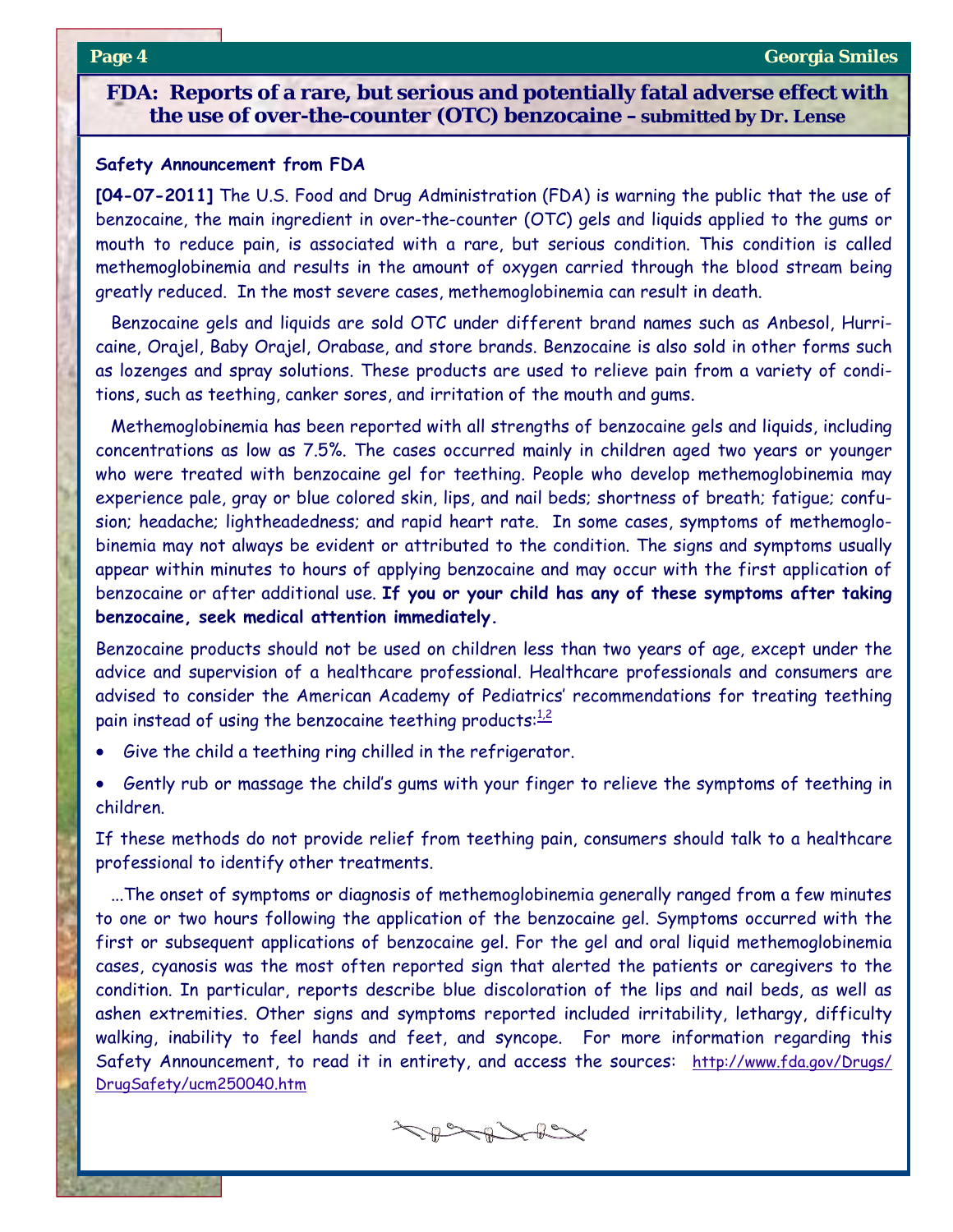## FDA: Reports of a rare, but serious and potentially fatal adverse effect with the use of over-the-counter (OTC) benzocaine – submitted by Dr. Lense

**Safety Announcement from FDA**

**[04-07-2011]** The U.S. Food and Drug Administration (FDA) is warning the public that the use of benzocaine, the main ingredient in over-the-counter (OTC) gels and liquids applied to the gums or mouth to reduce pain, is associated with a rare, but serious condition. This condition is called methemoglobinemia and results in the amount of oxygen carried through the blood stream being greatly reduced. In the most severe cases, methemoglobinemia can result in death.

Benzocaine gels and liquids are sold OTC under different brand names such as Anbesol, Hurricaine, Orajel, Baby Orajel, Orabase, and store brands. Benzocaine is also sold in other forms such as lozenges and spray solutions. These products are used to relieve pain from a variety of conditions, such as teething, canker sores, and irritation of the mouth and gums.

Methemoglobinemia has been reported with all strengths of benzocaine gels and liquids, including concentrations as low as 7.5%. The cases occurred mainly in children aged two years or younger who were treated with benzocaine gel for teething. People who develop methemoglobinemia may experience pale, gray or blue colored skin, lips, and nail beds; shortness of breath; fatigue; confusion; headache; lightheadedness; and rapid heart rate. In some cases, symptoms of methemoglobinemia may not always be evident or attributed to the condition. The signs and symptoms usually appear within minutes to hours of applying benzocaine and may occur with the first application of benzocaine or after additional use. **If you or your child has any of these symptoms after taking benzocaine, seek medical attention immediately.**

Benzocaine products should not be used on children less than two years of age, except under the advice and supervision of a healthcare professional. Healthcare professionals and consumers are advised to consider the American Academy of Pediatrics' recommendations for treating teething pain instead of using the benzocaine teething products:[1,2]

- Give the child a teething ring chilled in the refrigerator.
- Gently rub or massage the child's gums with your finger to relieve the symptoms of teething in children.

If these methods do not provide relief from teething pain, consumers should talk to a healthcare professional to identify other treatments.

...The onset of symptoms or diagnosis of methemoglobinemia generally ranged from a few minutes to one or two hours following the application of the benzocaine gel. Symptoms occurred with the first or subsequent applications of benzocaine gel. For the gel and oral liquid methemoglobinemia cases, cyanosis was the most often reported sign that alerted the patients or caregivers to the condition. In particular, reports describe blue discoloration of the lips and nail beds, as well as ashen extremities. Other signs and symptoms reported included irritability, lethargy, difficulty walking, inability to feel hands and feet, and syncope. For more information regarding this Safety Announcement, to read it in entirety, and access the sources: http://www.fda.gov/Drugs/DrugSafety/ucm250040.htm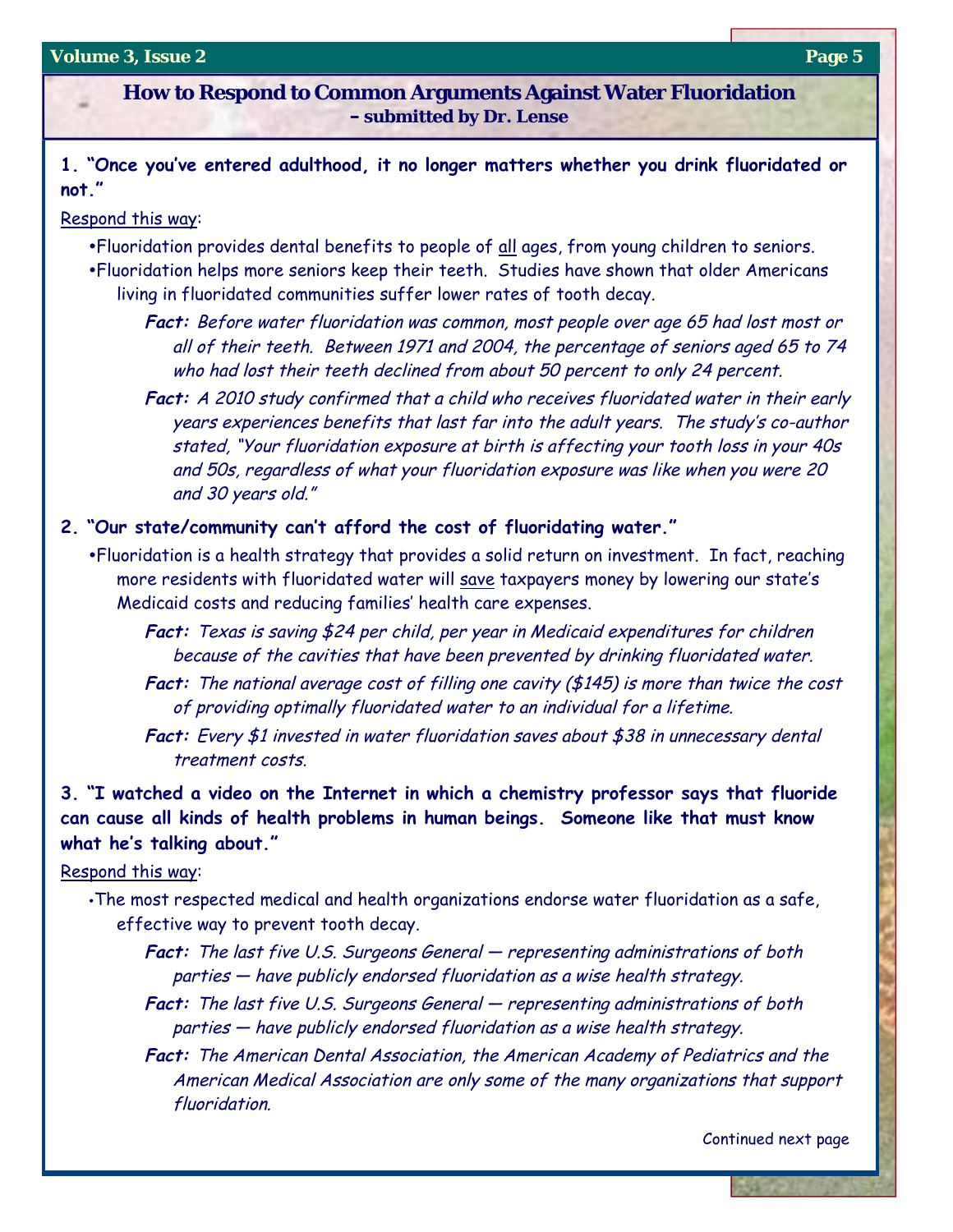## How to Respond to Common Arguments Against Water Fluoridation
**– submitted by Dr. Lense**

**1. "Once you've entered adulthood, it no longer matters whether you drink fluoridated or not."**

Respond this way:

- Fluoridation provides dental benefits to people of all ages, from young children to seniors.
- Fluoridation helps more seniors keep their teeth. Studies have shown that older Americans living in fluoridated communities suffer lower rates of tooth decay.

  ***Fact:*** *Before water fluoridation was common, most people over age 65 had lost most or all of their teeth. Between 1971 and 2004, the percentage of seniors aged 65 to 74 who had lost their teeth declined from about 50 percent to only 24 percent.*

  ***Fact:*** *A 2010 study confirmed that a child who receives fluoridated water in their early years experiences benefits that last far into the adult years. The study's co-author stated, "Your fluoridation exposure at birth is affecting your tooth loss in your 40s and 50s, regardless of what your fluoridation exposure was like when you were 20 and 30 years old."*

**2. "Our state/community can't afford the cost of fluoridating water."**

- Fluoridation is a health strategy that provides a solid return on investment. In fact, reaching more residents with fluoridated water will save taxpayers money by lowering our state's Medicaid costs and reducing families' health care expenses.

  ***Fact:*** *Texas is saving $24 per child, per year in Medicaid expenditures for children because of the cavities that have been prevented by drinking fluoridated water.*

  ***Fact:*** *The national average cost of filling one cavity ($145) is more than twice the cost of providing optimally fluoridated water to an individual for a lifetime.*

  ***Fact:*** *Every $1 invested in water fluoridation saves about $38 in unnecessary dental treatment costs.*

**3. "I watched a video on the Internet in which a chemistry professor says that fluoride can cause all kinds of health problems in human beings. Someone like that must know what he's talking about."**

Respond this way:

- The most respected medical and health organizations endorse water fluoridation as a safe, effective way to prevent tooth decay.

  ***Fact:*** *The last five U.S. Surgeons General — representing administrations of both parties — have publicly endorsed fluoridation as a wise health strategy.*

  ***Fact:*** *The last five U.S. Surgeons General — representing administrations of both parties — have publicly endorsed fluoridation as a wise health strategy.*

  ***Fact:*** *The American Dental Association, the American Academy of Pediatrics and the American Medical Association are only some of the many organizations that support fluoridation.*

Continued next page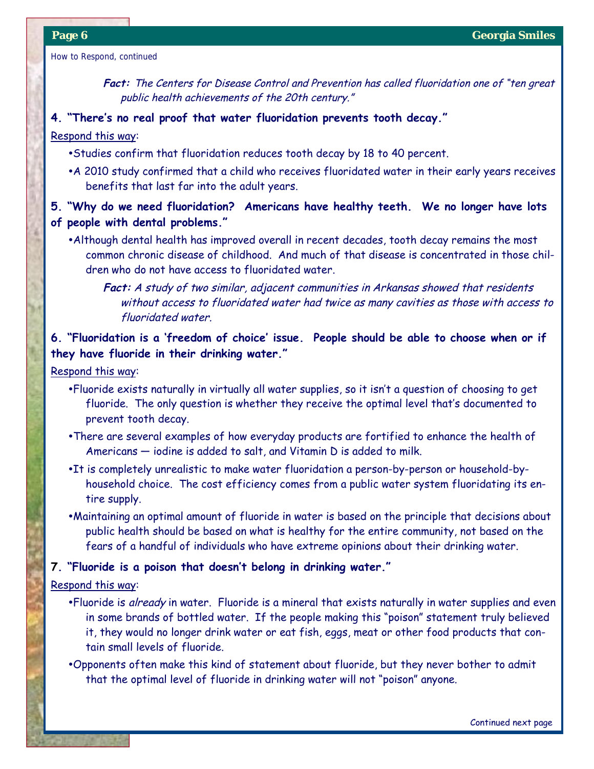How to Respond, continued

> ***Fact:*** *The Centers for Disease Control and Prevention has called fluoridation one of "ten great public health achievements of the 20th century."*

**4. "There's no real proof that water fluoridation prevents tooth decay."**

Respond this way:

- Studies confirm that fluoridation reduces tooth decay by 18 to 40 percent.
- A 2010 study confirmed that a child who receives fluoridated water in their early years receives benefits that last far into the adult years.

**5. "Why do we need fluoridation? Americans have healthy teeth. We no longer have lots of people with dental problems."**

- Although dental health has improved overall in recent decades, tooth decay remains the most common chronic disease of childhood. And much of that disease is concentrated in those children who do not have access to fluoridated water.

> ***Fact:*** *A study of two similar, adjacent communities in Arkansas showed that residents without access to fluoridated water had twice as many cavities as those with access to fluoridated water.*

**6. "Fluoridation is a 'freedom of choice' issue. People should be able to choose when or if they have fluoride in their drinking water."**

Respond this way:

- Fluoride exists naturally in virtually all water supplies, so it isn't a question of choosing to get fluoride. The only question is whether they receive the optimal level that's documented to prevent tooth decay.
- There are several examples of how everyday products are fortified to enhance the health of Americans — iodine is added to salt, and Vitamin D is added to milk.
- It is completely unrealistic to make water fluoridation a person-by-person or household-by-household choice. The cost efficiency comes from a public water system fluoridating its entire supply.
- Maintaining an optimal amount of fluoride in water is based on the principle that decisions about public health should be based on what is healthy for the entire community, not based on the fears of a handful of individuals who have extreme opinions about their drinking water.

**7. "Fluoride is a poison that doesn't belong in drinking water."**

Respond this way:

- Fluoride is *already* in water. Fluoride is a mineral that exists naturally in water supplies and even in some brands of bottled water. If the people making this "poison" statement truly believed it, they would no longer drink water or eat fish, eggs, meat or other food products that contain small levels of fluoride.
- Opponents often make this kind of statement about fluoride, but they never bother to admit that the optimal level of fluoride in drinking water will not "poison" anyone.

Continued next page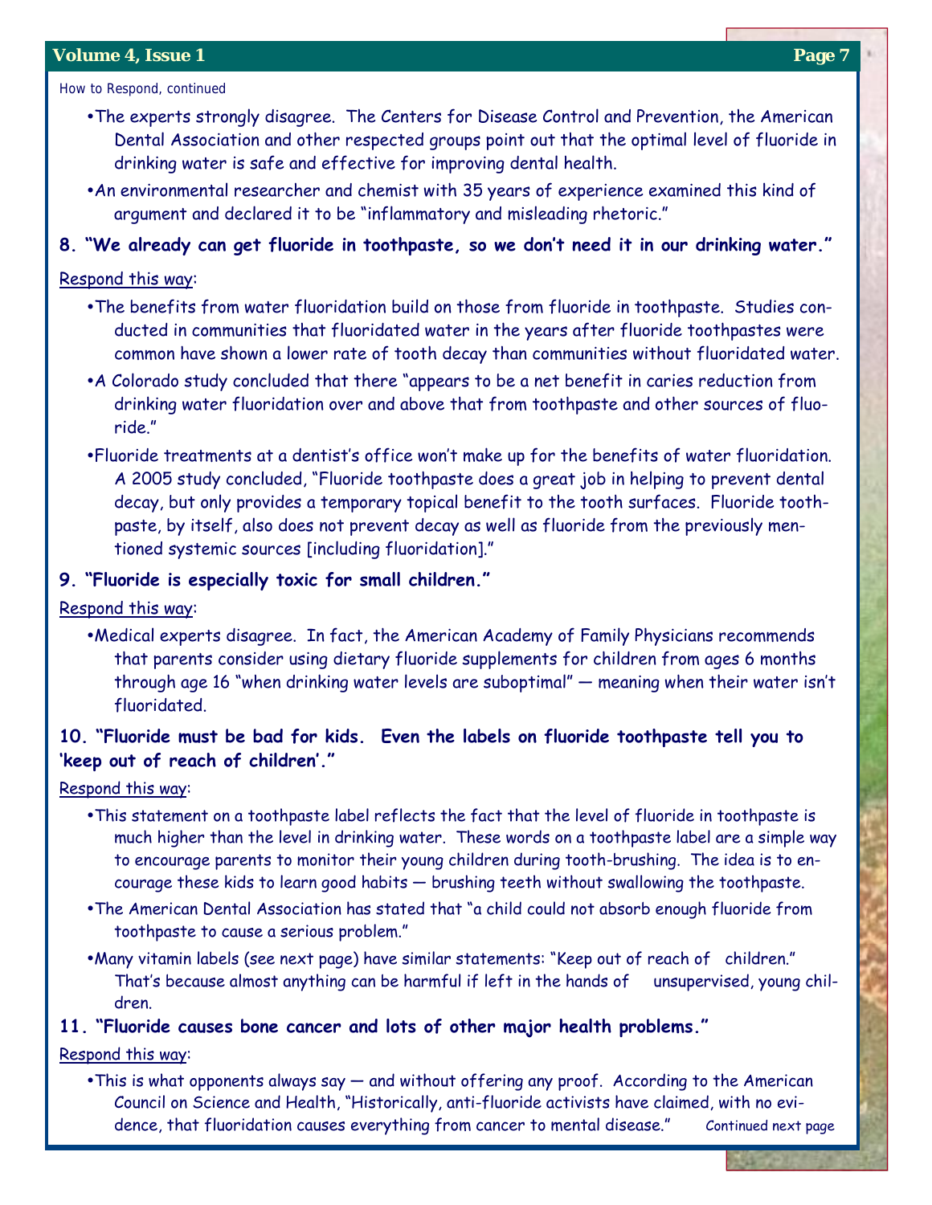How to Respond, continued

- The experts strongly disagree. The Centers for Disease Control and Prevention, the American Dental Association and other respected groups point out that the optimal level of fluoride in drinking water is safe and effective for improving dental health.
- An environmental researcher and chemist with 35 years of experience examined this kind of argument and declared it to be "inflammatory and misleading rhetoric."

**8. "We already can get fluoride in toothpaste, so we don't need it in our drinking water."**

Respond this way:

- The benefits from water fluoridation build on those from fluoride in toothpaste. Studies conducted in communities that fluoridated water in the years after fluoride toothpastes were common have shown a lower rate of tooth decay than communities without fluoridated water.
- A Colorado study concluded that there "appears to be a net benefit in caries reduction from drinking water fluoridation over and above that from toothpaste and other sources of fluoride."
- Fluoride treatments at a dentist's office won't make up for the benefits of water fluoridation. A 2005 study concluded, "Fluoride toothpaste does a great job in helping to prevent dental decay, but only provides a temporary topical benefit to the tooth surfaces. Fluoride toothpaste, by itself, also does not prevent decay as well as fluoride from the previously mentioned systemic sources [including fluoridation]."

**9. "Fluoride is especially toxic for small children."**

Respond this way:

- Medical experts disagree. In fact, the American Academy of Family Physicians recommends that parents consider using dietary fluoride supplements for children from ages 6 months through age 16 "when drinking water levels are suboptimal" — meaning when their water isn't fluoridated.

**10. "Fluoride must be bad for kids. Even the labels on fluoride toothpaste tell you to 'keep out of reach of children'."**

Respond this way:

- This statement on a toothpaste label reflects the fact that the level of fluoride in toothpaste is much higher than the level in drinking water. These words on a toothpaste label are a simple way to encourage parents to monitor their young children during tooth-brushing. The idea is to encourage these kids to learn good habits — brushing teeth without swallowing the toothpaste.
- The American Dental Association has stated that "a child could not absorb enough fluoride from toothpaste to cause a serious problem."
- Many vitamin labels (see next page) have similar statements: "Keep out of reach of children." That's because almost anything can be harmful if left in the hands of unsupervised, young children.

**11. "Fluoride causes bone cancer and lots of other major health problems."**

Respond this way:

- This is what opponents always say — and without offering any proof. According to the American Council on Science and Health, "Historically, anti-fluoride activists have claimed, with no evidence, that fluoridation causes everything from cancer to mental disease."

Continued next page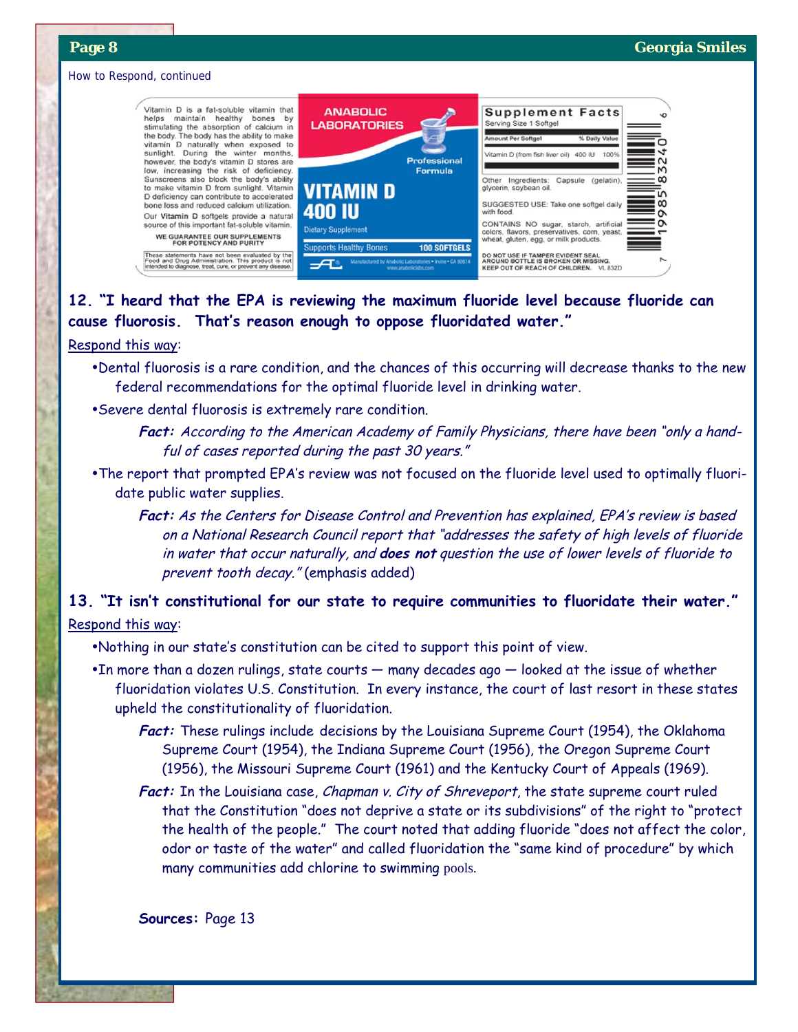How to Respond, continued

Vitamin D is a fat-soluble vitamin that helps maintain healthy bones by stimulating the absorption of calcium in the body. The body has the ability to make vitamin D naturally when exposed to sunlight. During the winter months, however, the body's vitamin D stores are low, increasing the risk of deficiency. Sunscreens also block the body's ability to make vitamin D from sunlight. Vitamin D deficiency can contribute to accelerated bone loss and reduced calcium utilization.

Our **Vitamin D** softgels provide a natural source of this important fat-soluble vitamin.

**WE GUARANTEE OUR SUPPLEMENTS FOR POTENCY AND PURITY**

These statements have not been evaluated by the Food and Drug Administration. This product is not intended to diagnose, treat, cure, or prevent any disease.

**ANABOLIC LABORATORIES**

Professional Formula

**VITAMIN D 400 IU**

Dietary Supplement

Supports Healthy Bones — **100 SOFTGELS**

Manufactured by Anabolic Laboratories • Irvine • CA 92614 www.anaboliclabs.com

**Supplement Facts**

Serving Size 1 Softgel

| Amount Per Softgel | | % Daily Value |
|---|---|---|
| Vitamin D (from fish liver oil) | 400 IU | 100% |

Other Ingredients: Capsule (gelatin), glycerin, soybean oil.

SUGGESTED USE: Take one softgel daily with food.

CONTAINS NO sugar, starch, artificial colors, flavors, preservatives, corn, yeast, wheat, gluten, egg, or milk products.

DO NOT USE IF TAMPER EVIDENT SEAL AROUND BOTTLE IS BROKEN OR MISSING. KEEP OUT OF REACH OF CHILDREN. VL 832D

7 19985 83240 6

**12. "I heard that the EPA is reviewing the maximum fluoride level because fluoride can cause fluorosis. That's reason enough to oppose fluoridated water."**

Respond this way:

- Dental fluorosis is a rare condition, and the chances of this occurring will decrease thanks to the new federal recommendations for the optimal fluoride level in drinking water.
- Severe dental fluorosis is extremely rare condition.

  ***Fact:*** *According to the American Academy of Family Physicians, there have been "only a handful of cases reported during the past 30 years."*

- The report that prompted EPA's review was not focused on the fluoride level used to optimally fluoridate public water supplies.

  ***Fact:*** *As the Centers for Disease Control and Prevention has explained, EPA's review is based on a National Research Council report that "addresses the safety of high levels of fluoride in water that occur naturally, and* ***does not*** *question the use of lower levels of fluoride to prevent tooth decay."* (emphasis added)

**13. "It isn't constitutional for our state to require communities to fluoridate their water."**

Respond this way:

- Nothing in our state's constitution can be cited to support this point of view.
- In more than a dozen rulings, state courts — many decades ago — looked at the issue of whether fluoridation violates U.S. Constitution. In every instance, the court of last resort in these states upheld the constitutionality of fluoridation.

  ***Fact:*** These rulings include decisions by the Louisiana Supreme Court (1954), the Oklahoma Supreme Court (1954), the Indiana Supreme Court (1956), the Oregon Supreme Court (1956), the Missouri Supreme Court (1961) and the Kentucky Court of Appeals (1969).

  ***Fact:*** In the Louisiana case, *Chapman v. City of Shreveport*, the state supreme court ruled that the Constitution "does not deprive a state or its subdivisions" of the right to "protect the health of the people." The court noted that adding fluoride "does not affect the color, odor or taste of the water" and called fluoridation the "same kind of procedure" by which many communities add chlorine to swimming pools.

**Sources:** Page 13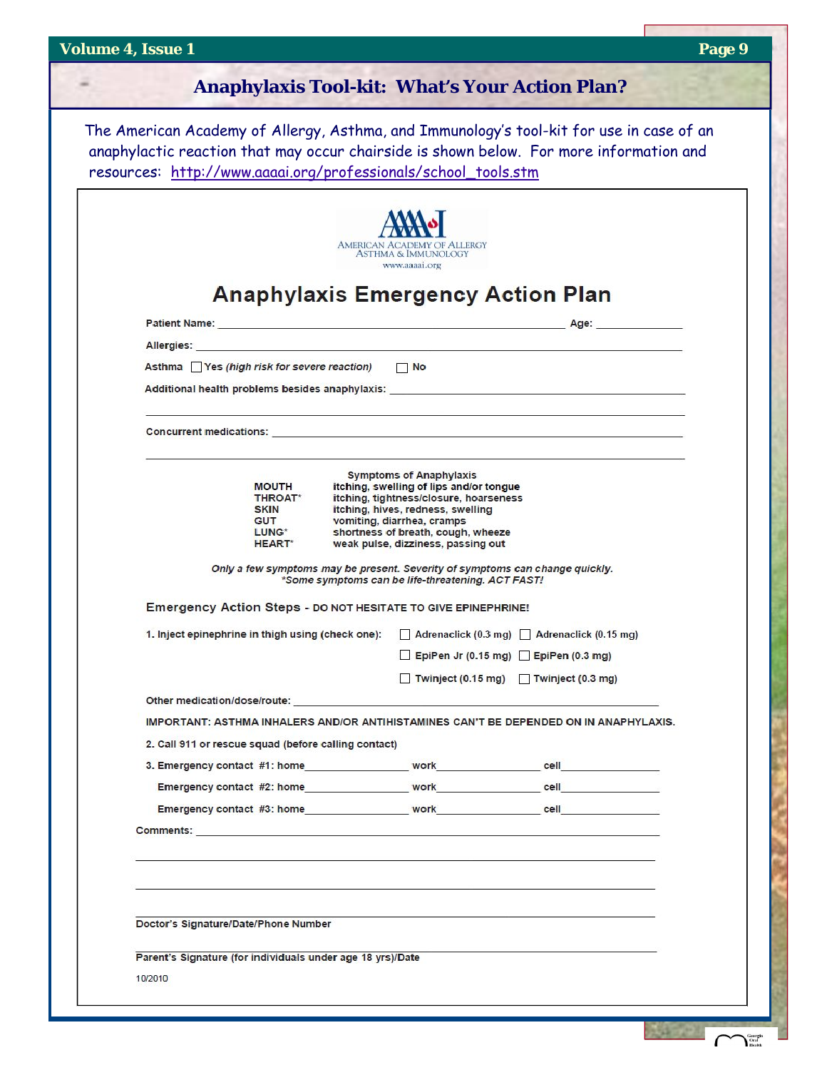## Anaphylaxis Tool-kit: What's Your Action Plan?

The American Academy of Allergy, Asthma, and Immunology's tool-kit for use in case of an anaphylactic reaction that may occur chairside is shown below. For more information and resources: http://www.aaaai.org/professionals/school_tools.stm

AMERICAN ACADEMY OF ALLERGY ASTHMA & IMMUNOLOGY
www.aaaai.org

# Anaphylaxis Emergency Action Plan

**Patient Name:** ______________________________ **Age:** __________

**Allergies:** ______________________________

**Asthma** ☐ Yes *(high risk for severe reaction)* ☐ No

**Additional health problems besides anaphylaxis:** ______________________________

______________________________

**Concurrent medications:** ______________________________

______________________________

**Symptoms of Anaphylaxis**

| | |
|---|---|
| **MOUTH** | **itching, swelling of lips and/or tongue** |
| **THROAT*** | **itching, tightness/closure, hoarseness** |
| **SKIN** | **itching, hives, redness, swelling** |
| **GUT** | **vomiting, diarrhea, cramps** |
| **LUNG*** | **shortness of breath, cough, wheeze** |
| **HEART*** | **weak pulse, dizziness, passing out** |

*Only a few symptoms may be present. Severity of symptoms can change quickly.*
*\*Some symptoms can be life-threatening. ACT FAST!*

### Emergency Action Steps - DO NOT HESITATE TO GIVE EPINEPHRINE!

**1. Inject epinephrine in thigh using (check one):**
- ☐ Adrenaclick (0.3 mg) ☐ Adrenaclick (0.15 mg)
- ☐ EpiPen Jr (0.15 mg) ☐ EpiPen (0.3 mg)
- ☐ Twinject (0.15 mg) ☐ Twinject (0.3 mg)

**Other medication/dose/route:** ______________________________

**IMPORTANT: ASTHMA INHALERS AND/OR ANTIHISTAMINES CAN'T BE DEPENDED ON IN ANAPHYLAXIS.**

**2. Call 911 or rescue squad (before calling contact)**

**3. Emergency contact #1: home**__________ **work**__________ **cell**__________

**Emergency contact #2: home**__________ **work**__________ **cell**__________

**Emergency contact #3: home**__________ **work**__________ **cell**__________

**Comments:** ______________________________

______________________________

______________________________

______________________________
**Doctor's Signature/Date/Phone Number**

______________________________
**Parent's Signature (for individuals under age 18 yrs)/Date**

10/2010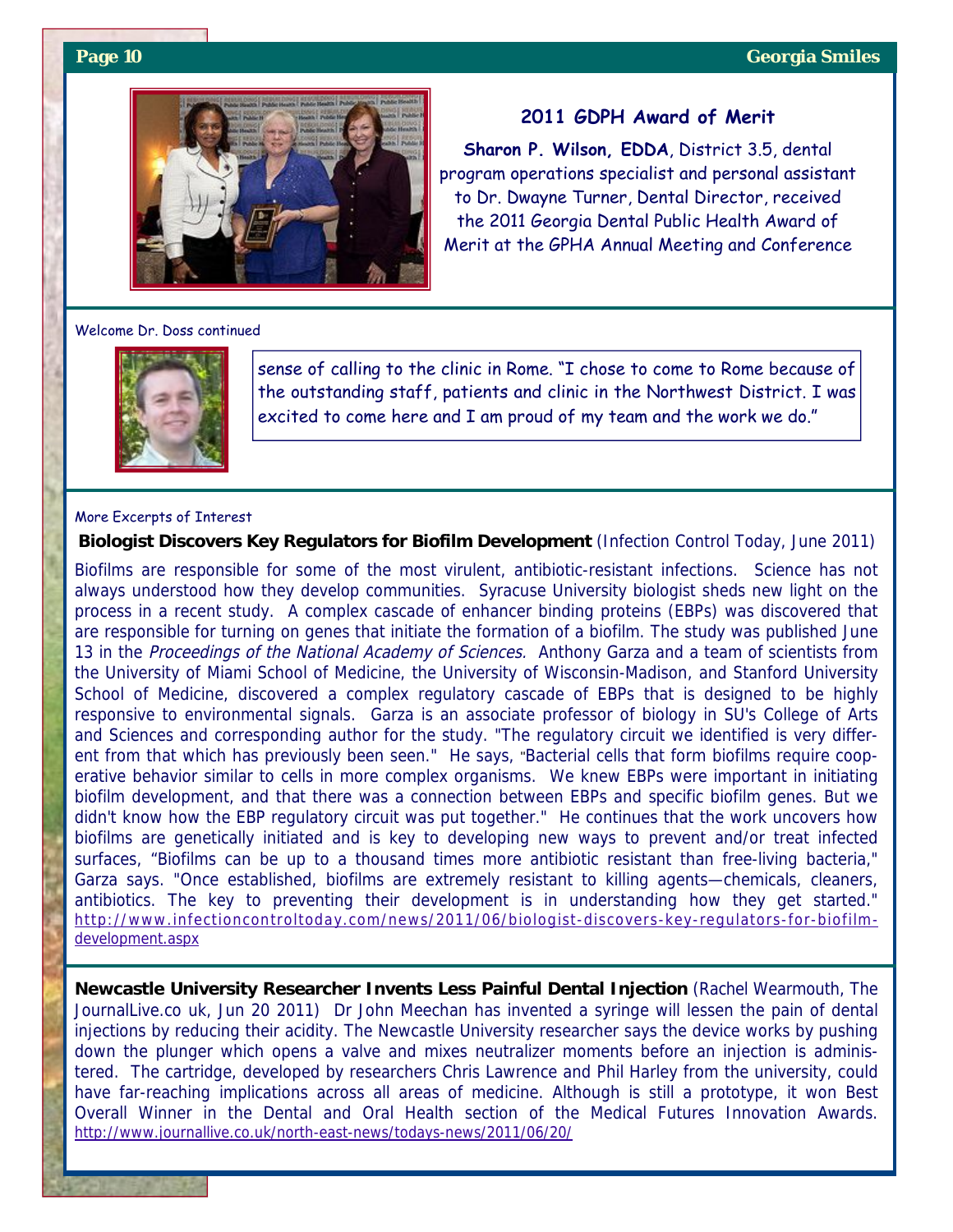## 2011 GDPH Award of Merit

**Sharon P. Wilson, EDDA**, District 3.5, dental program operations specialist and personal assistant to Dr. Dwayne Turner, Dental Director, received the 2011 Georgia Dental Public Health Award of Merit at the GPHA Annual Meeting and Conference

Welcome Dr. Doss continued

sense of calling to the clinic in Rome. "I chose to come to Rome because of the outstanding staff, patients and clinic in the Northwest District. I was excited to come here and I am proud of my team and the work we do."

More Excerpts of Interest

**Biologist Discovers Key Regulators for Biofilm Development** (Infection Control Today, June 2011)

Biofilms are responsible for some of the most virulent, antibiotic-resistant infections. Science has not always understood how they develop communities. Syracuse University biologist sheds new light on the process in a recent study. A complex cascade of enhancer binding proteins (EBPs) was discovered that are responsible for turning on genes that initiate the formation of a biofilm. The study was published June 13 in the *Proceedings of the National Academy of Sciences.* Anthony Garza and a team of scientists from the University of Miami School of Medicine, the University of Wisconsin-Madison, and Stanford University School of Medicine, discovered a complex regulatory cascade of EBPs that is designed to be highly responsive to environmental signals. Garza is an associate professor of biology in SU's College of Arts and Sciences and corresponding author for the study. "The regulatory circuit we identified is very different from that which has previously been seen." He says, "Bacterial cells that form biofilms require cooperative behavior similar to cells in more complex organisms. We knew EBPs were important in initiating biofilm development, and that there was a connection between EBPs and specific biofilm genes. But we didn't know how the EBP regulatory circuit was put together." He continues that the work uncovers how biofilms are genetically initiated and is key to developing new ways to prevent and/or treat infected surfaces, "Biofilms can be up to a thousand times more antibiotic resistant than free-living bacteria," Garza says. "Once established, biofilms are extremely resistant to killing agents—chemicals, cleaners, antibiotics. The key to preventing their development is in understanding how they get started." http://www.infectioncontroltoday.com/news/2011/06/biologist-discovers-key-regulators-for-biofilm-development.aspx

**Newcastle University Researcher Invents Less Painful Dental Injection** (Rachel Wearmouth, The JournalLive.co uk, Jun 20 2011) Dr John Meechan has invented a syringe will lessen the pain of dental injections by reducing their acidity. The Newcastle University researcher says the device works by pushing down the plunger which opens a valve and mixes neutralizer moments before an injection is administered. The cartridge, developed by researchers Chris Lawrence and Phil Harley from the university, could have far-reaching implications across all areas of medicine. Although is still a prototype, it won Best Overall Winner in the Dental and Oral Health section of the Medical Futures Innovation Awards. http://www.journallive.co.uk/north-east-news/todays-news/2011/06/20/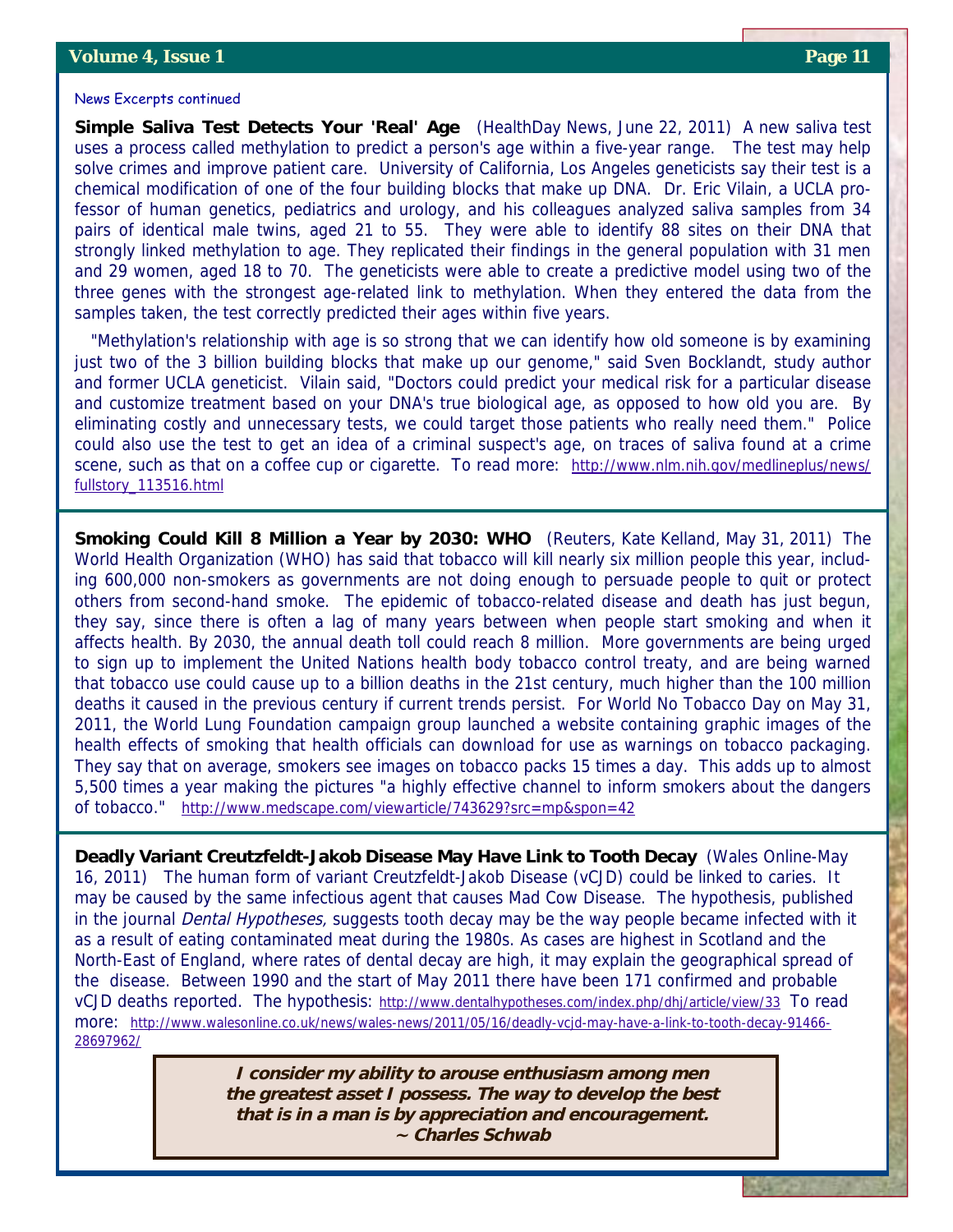News Excerpts continued

**Simple Saliva Test Detects Your 'Real' Age** (HealthDay News, June 22, 2011) A new saliva test uses a process called methylation to predict a person's age within a five-year range. The test may help solve crimes and improve patient care. University of California, Los Angeles geneticists say their test is a chemical modification of one of the four building blocks that make up DNA. Dr. Eric Vilain, a UCLA professor of human genetics, pediatrics and urology, and his colleagues analyzed saliva samples from 34 pairs of identical male twins, aged 21 to 55. They were able to identify 88 sites on their DNA that strongly linked methylation to age. They replicated their findings in the general population with 31 men and 29 women, aged 18 to 70. The geneticists were able to create a predictive model using two of the three genes with the strongest age-related link to methylation. When they entered the data from the samples taken, the test correctly predicted their ages within five years.

"Methylation's relationship with age is so strong that we can identify how old someone is by examining just two of the 3 billion building blocks that make up our genome," said Sven Bocklandt, study author and former UCLA geneticist. Vilain said, "Doctors could predict your medical risk for a particular disease and customize treatment based on your DNA's true biological age, as opposed to how old you are. By eliminating costly and unnecessary tests, we could target those patients who really need them." Police could also use the test to get an idea of a criminal suspect's age, on traces of saliva found at a crime scene, such as that on a coffee cup or cigarette. To read more: http://www.nlm.nih.gov/medlineplus/news/fullstory_113516.html

---

**Smoking Could Kill 8 Million a Year by 2030: WHO** (Reuters, Kate Kelland, May 31, 2011) The World Health Organization (WHO) has said that tobacco will kill nearly six million people this year, including 600,000 non-smokers as governments are not doing enough to persuade people to quit or protect others from second-hand smoke. The epidemic of tobacco-related disease and death has just begun, they say, since there is often a lag of many years between when people start smoking and when it affects health. By 2030, the annual death toll could reach 8 million. More governments are being urged to sign up to implement the United Nations health body tobacco control treaty, and are being warned that tobacco use could cause up to a billion deaths in the 21st century, much higher than the 100 million deaths it caused in the previous century if current trends persist. For World No Tobacco Day on May 31, 2011, the World Lung Foundation campaign group launched a website containing graphic images of the health effects of smoking that health officials can download for use as warnings on tobacco packaging. They say that on average, smokers see images on tobacco packs 15 times a day. This adds up to almost 5,500 times a year making the pictures "a highly effective channel to inform smokers about the dangers of tobacco." http://www.medscape.com/viewarticle/743629?src=mp&spon=42

---

**Deadly Variant Creutzfeldt-Jakob Disease May Have Link to Tooth Decay** (Wales Online-May 16, 2011) The human form of variant Creutzfeldt-Jakob Disease (vCJD) could be linked to caries. It may be caused by the same infectious agent that causes Mad Cow Disease. The hypothesis, published in the journal *Dental Hypotheses,* suggests tooth decay may be the way people became infected with it as a result of eating contaminated meat during the 1980s. As cases are highest in Scotland and the North-East of England, where rates of dental decay are high, it may explain the geographical spread of the disease. Between 1990 and the start of May 2011 there have been 171 confirmed and probable vCJD deaths reported. The hypothesis: http://www.dentalhypotheses.com/index.php/dhj/article/view/33 To read more: http://www.walesonline.co.uk/news/wales-news/2011/05/16/deadly-vcjd-may-have-a-link-to-tooth-decay-91466-28697962/

> ***I consider my ability to arouse enthusiasm among men the greatest asset I possess. The way to develop the best that is in a man is by appreciation and encouragement.***
> ***~ Charles Schwab***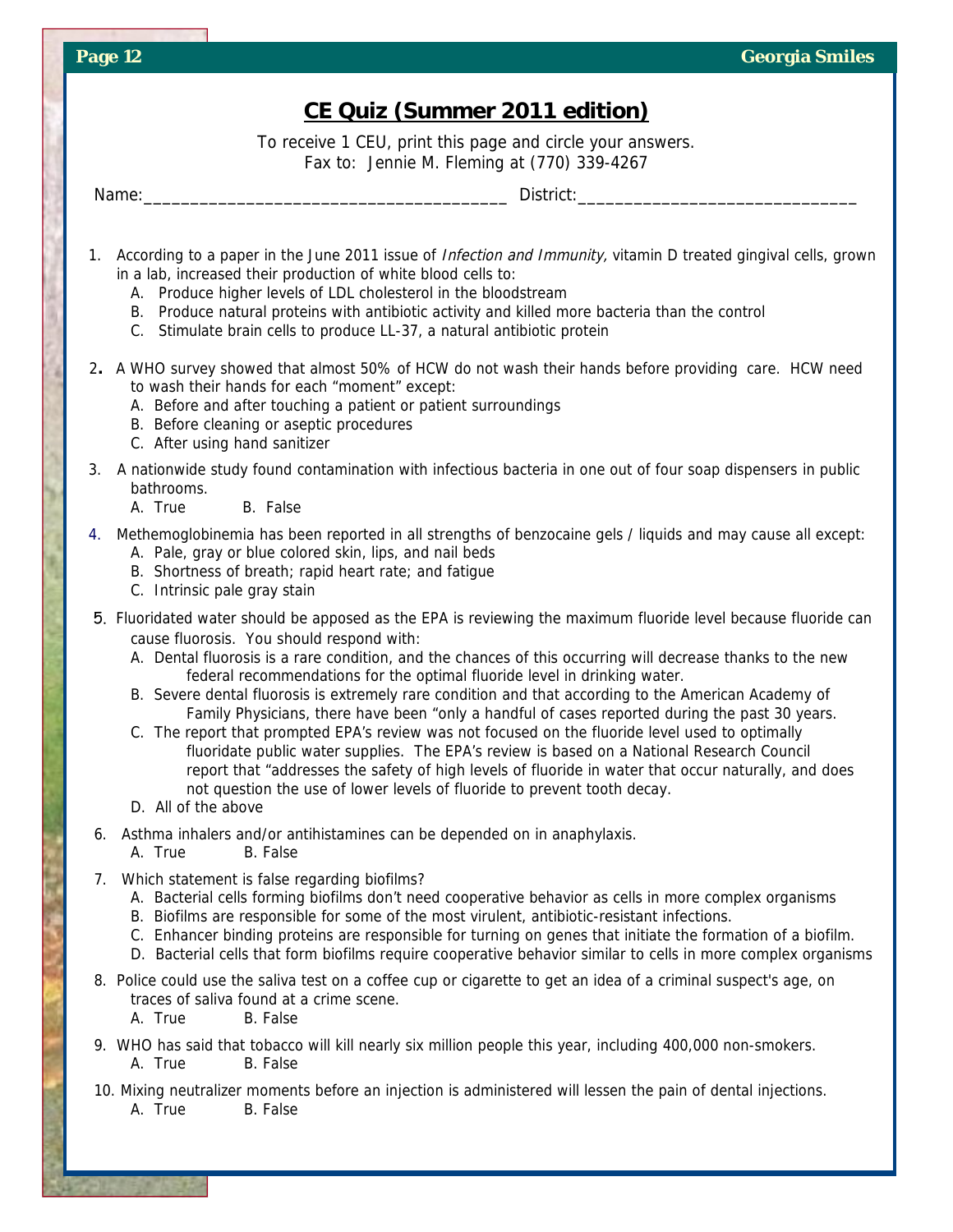## CE Quiz (Summer 2011 edition)

To receive 1 CEU, print this page and circle your answers.
Fax to: Jennie M. Fleming at (770) 339-4267

Name:\_\_\_\_\_\_\_\_\_\_\_\_\_\_\_\_\_\_\_\_\_\_\_\_\_\_\_\_\_\_\_\_\_\_\_\_\_\_\_ District:\_\_\_\_\_\_\_\_\_\_\_\_\_\_\_\_\_\_\_\_\_\_\_\_\_\_\_\_\_\_

1. According to a paper in the June 2011 issue of *Infection and Immunity,* vitamin D treated gingival cells, grown in a lab, increased their production of white blood cells to:
   - A. Produce higher levels of LDL cholesterol in the bloodstream
   - B. Produce natural proteins with antibiotic activity and killed more bacteria than the control
   - C. Stimulate brain cells to produce LL-37, a natural antibiotic protein

2. A WHO survey showed that almost 50% of HCW do not wash their hands before providing care. HCW need to wash their hands for each "moment" except:
   - A. Before and after touching a patient or patient surroundings
   - B. Before cleaning or aseptic procedures
   - C. After using hand sanitizer

3. A nationwide study found contamination with infectious bacteria in one out of four soap dispensers in public bathrooms.
   - A. True B. False

4. Methemoglobinemia has been reported in all strengths of benzocaine gels / liquids and may cause all except:
   - A. Pale, gray or blue colored skin, lips, and nail beds
   - B. Shortness of breath; rapid heart rate; and fatigue
   - C. Intrinsic pale gray stain

5. Fluoridated water should be apposed as the EPA is reviewing the maximum fluoride level because fluoride can cause fluorosis. You should respond with:
   - A. Dental fluorosis is a rare condition, and the chances of this occurring will decrease thanks to the new federal recommendations for the optimal fluoride level in drinking water.
   - B. Severe dental fluorosis is extremely rare condition and that according to the American Academy of Family Physicians, there have been "only a handful of cases reported during the past 30 years.
   - C. The report that prompted EPA's review was not focused on the fluoride level used to optimally fluoridate public water supplies. The EPA's review is based on a National Research Council report that "addresses the safety of high levels of fluoride in water that occur naturally, and does not question the use of lower levels of fluoride to prevent tooth decay.
   - D. All of the above

6. Asthma inhalers and/or antihistamines can be depended on in anaphylaxis.
   - A. True B. False

7. Which statement is false regarding biofilms?
   - A. Bacterial cells forming biofilms don't need cooperative behavior as cells in more complex organisms
   - B. Biofilms are responsible for some of the most virulent, antibiotic-resistant infections.
   - C. Enhancer binding proteins are responsible for turning on genes that initiate the formation of a biofilm.
   - D. Bacterial cells that form biofilms require cooperative behavior similar to cells in more complex organisms

8. Police could use the saliva test on a coffee cup or cigarette to get an idea of a criminal suspect's age, on traces of saliva found at a crime scene.
   - A. True B. False

9. WHO has said that tobacco will kill nearly six million people this year, including 400,000 non-smokers.
   - A. True B. False

10. Mixing neutralizer moments before an injection is administered will lessen the pain of dental injections.
    - A. True B. False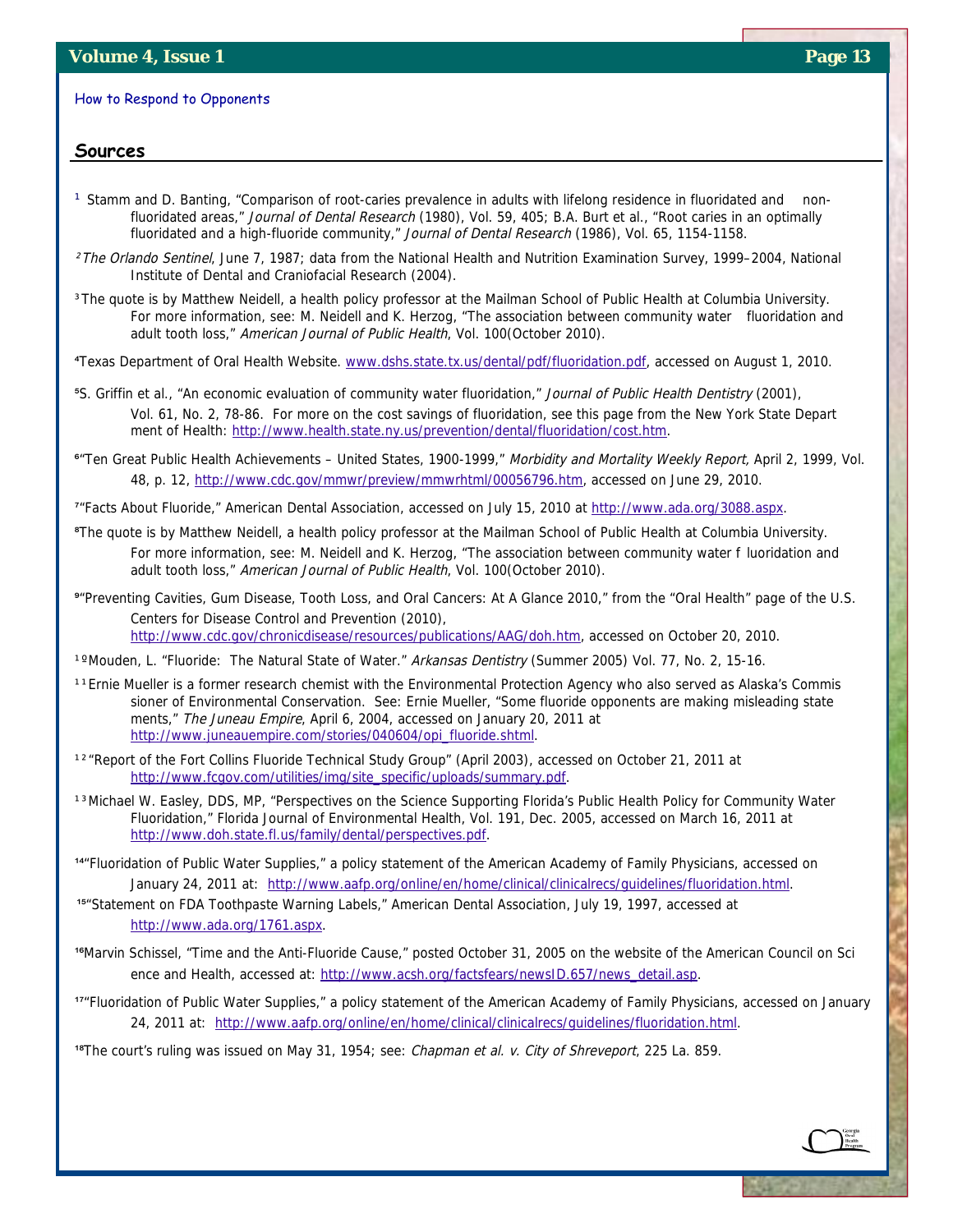How to Respond to Opponents

## Sources

[1] Stamm and D. Banting, "Comparison of root-caries prevalence in adults with lifelong residence in fluoridated and non-fluoridated areas," *Journal of Dental Research* (1980), Vol. 59, 405; B.A. Burt et al., "Root caries in an optimally fluoridated and a high-fluoride community," *Journal of Dental Research* (1986), Vol. 65, 1154-1158.

[2] *The Orlando Sentinel*, June 7, 1987; data from the National Health and Nutrition Examination Survey, 1999–2004, National Institute of Dental and Craniofacial Research (2004).

[3] The quote is by Matthew Neidell, a health policy professor at the Mailman School of Public Health at Columbia University. For more information, see: M. Neidell and K. Herzog, "The association between community water fluoridation and adult tooth loss," *American Journal of Public Health*, Vol. 100(October 2010).

[4] Texas Department of Oral Health Website. www.dshs.state.tx.us/dental/pdf/fluoridation.pdf, accessed on August 1, 2010.

[5] S. Griffin et al., "An economic evaluation of community water fluoridation," *Journal of Public Health Dentistry* (2001), Vol. 61, No. 2, 78-86. For more on the cost savings of fluoridation, see this page from the New York State Depart ment of Health: http://www.health.state.ny.us/prevention/dental/fluoridation/cost.htm.

[6] "Ten Great Public Health Achievements – United States, 1900-1999," *Morbidity and Mortality Weekly Report,* April 2, 1999, Vol. 48, p. 12, http://www.cdc.gov/mmwr/preview/mmwrhtml/00056796.htm, accessed on June 29, 2010.

[7] "Facts About Fluoride," American Dental Association, accessed on July 15, 2010 at http://www.ada.org/3088.aspx.

[8] The quote is by Matthew Neidell, a health policy professor at the Mailman School of Public Health at Columbia University. For more information, see: M. Neidell and K. Herzog, "The association between community water f luoridation and adult tooth loss," *American Journal of Public Health*, Vol. 100(October 2010).

[9] "Preventing Cavities, Gum Disease, Tooth Loss, and Oral Cancers: At A Glance 2010," from the "Oral Health" page of the U.S. Centers for Disease Control and Prevention (2010), http://www.cdc.gov/chronicdisease/resources/publications/AAG/doh.htm, accessed on October 20, 2010.

[10] Mouden, L. "Fluoride: The Natural State of Water." *Arkansas Dentistry* (Summer 2005) Vol. 77, No. 2, 15-16.

[11] Ernie Mueller is a former research chemist with the Environmental Protection Agency who also served as Alaska's Commis sioner of Environmental Conservation. See: Ernie Mueller, "Some fluoride opponents are making misleading state ments," *The Juneau Empire*, April 6, 2004, accessed on January 20, 2011 at http://www.juneauempire.com/stories/040604/opi_fluoride.shtml.

[12] "Report of the Fort Collins Fluoride Technical Study Group" (April 2003), accessed on October 21, 2011 at http://www.fcgov.com/utilities/img/site_specific/uploads/summary.pdf.

[13] Michael W. Easley, DDS, MP, "Perspectives on the Science Supporting Florida's Public Health Policy for Community Water Fluoridation," Florida Journal of Environmental Health, Vol. 191, Dec. 2005, accessed on March 16, 2011 at http://www.doh.state.fl.us/family/dental/perspectives.pdf.

[14] "Fluoridation of Public Water Supplies," a policy statement of the American Academy of Family Physicians, accessed on January 24, 2011 at: http://www.aafp.org/online/en/home/clinical/clinicalrecs/guidelines/fluoridation.html.

[15] "Statement on FDA Toothpaste Warning Labels," American Dental Association, July 19, 1997, accessed at http://www.ada.org/1761.aspx.

[16] Marvin Schissel, "Time and the Anti-Fluoride Cause," posted October 31, 2005 on the website of the American Council on Sci ence and Health, accessed at: http://www.acsh.org/factsfears/newsID.657/news_detail.asp.

[17] "Fluoridation of Public Water Supplies," a policy statement of the American Academy of Family Physicians, accessed on January 24, 2011 at: http://www.aafp.org/online/en/home/clinical/clinicalrecs/guidelines/fluoridation.html.

[18] The court's ruling was issued on May 31, 1954; see: *Chapman et al. v. City of Shreveport*, 225 La. 859.